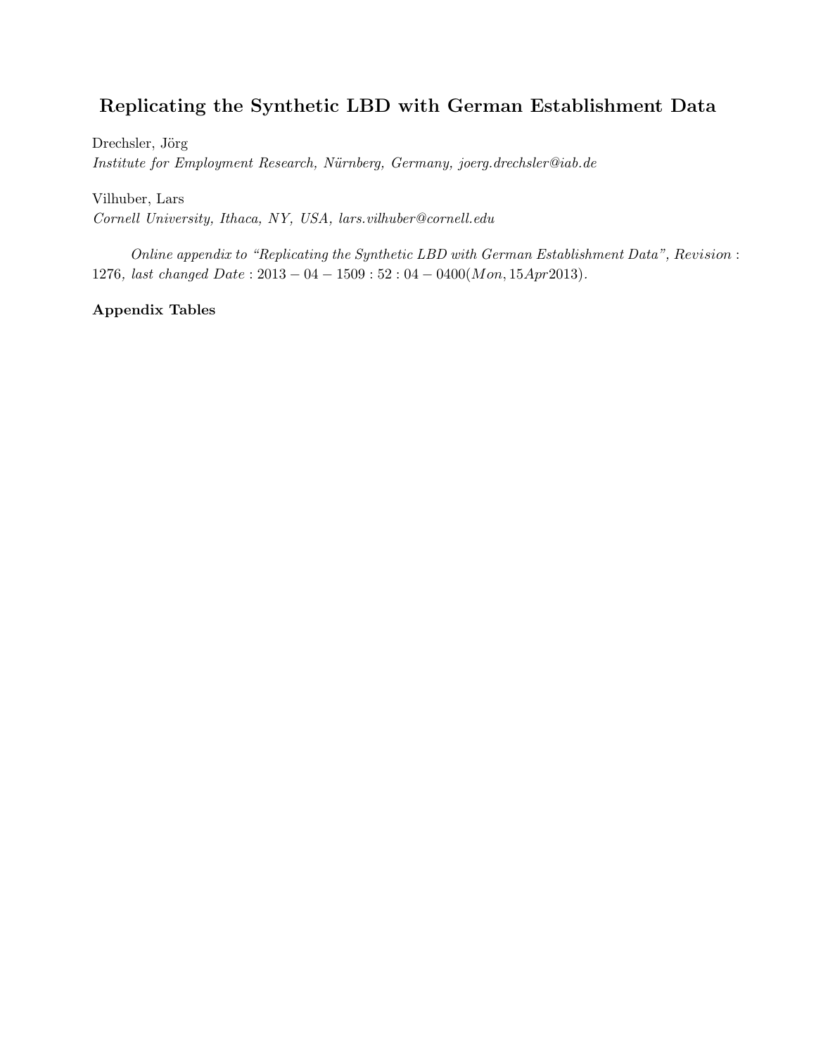# Replicating the Synthetic LBD with German Establishment Data

Drechsler, Jörg

*Institute for Employment Research, Nürnberg, Germany, joerg.drechsler@iab.de*

Vilhuber, Lars

*Cornell University, Ithaca, NY, USA, lars.vilhuber@cornell.edu*

*Online appendix to "Replicating the Synthetic LBD with German Establishment Data", Revision* : 1276*, last changed Date* : $2013 - 04 - 1509 : 52 : 04 - 0400(Mon, 15Apr2013)$.

**Appendix Tables**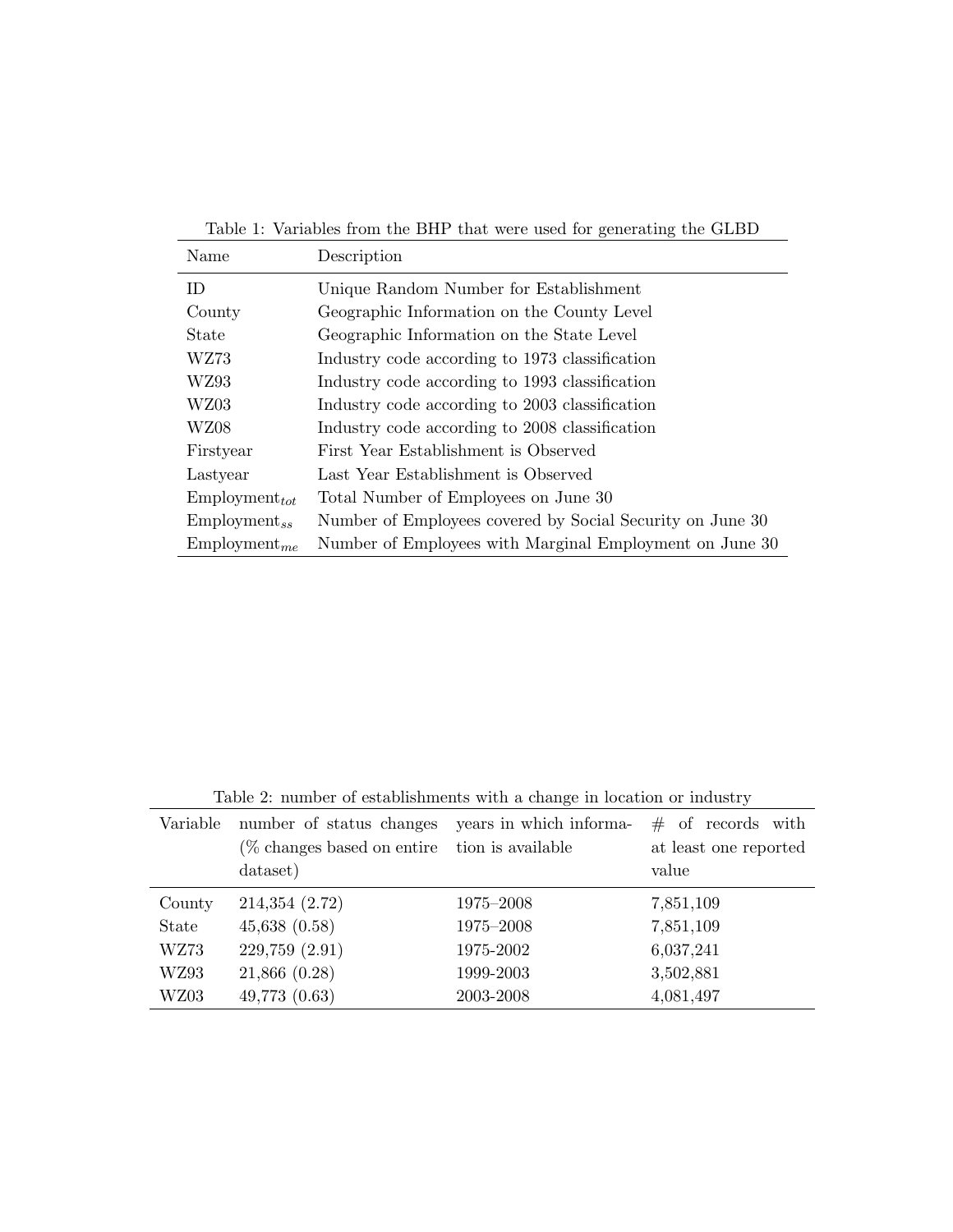Table 1: Variables from the BHP that were used for generating the GLBD

| Name | Description |
|---|---|
| ID | Unique Random Number for Establishment |
| County | Geographic Information on the County Level |
| State | Geographic Information on the State Level |
| WZ73 | Industry code according to 1973 classification |
| WZ93 | Industry code according to 1993 classification |
| WZ03 | Industry code according to 2003 classification |
| WZ08 | Industry code according to 2008 classification |
| Firstyear | First Year Establishment is Observed |
| Lastyear | Last Year Establishment is Observed |
| $\text{Employment}_{tot}$ | Total Number of Employees on June 30 |
| $\text{Employment}_{ss}$ | Number of Employees covered by Social Security on June 30 |
| $\text{Employment}_{me}$ | Number of Employees with Marginal Employment on June 30 |

Table 2: number of establishments with a change in location or industry

| Variable | number of status changes (% changes based on entire dataset) | years in which information is available | # of records with at least one reported value |
|---|---|---|---|
| County | 214,354 (2.72) | 1975–2008 | 7,851,109 |
| State | 45,638 (0.58) | 1975–2008 | 7,851,109 |
| WZ73 | 229,759 (2.91) | 1975-2002 | 6,037,241 |
| WZ93 | 21,866 (0.28) | 1999-2003 | 3,502,881 |
| WZ03 | 49,773 (0.63) | 2003-2008 | 4,081,497 |